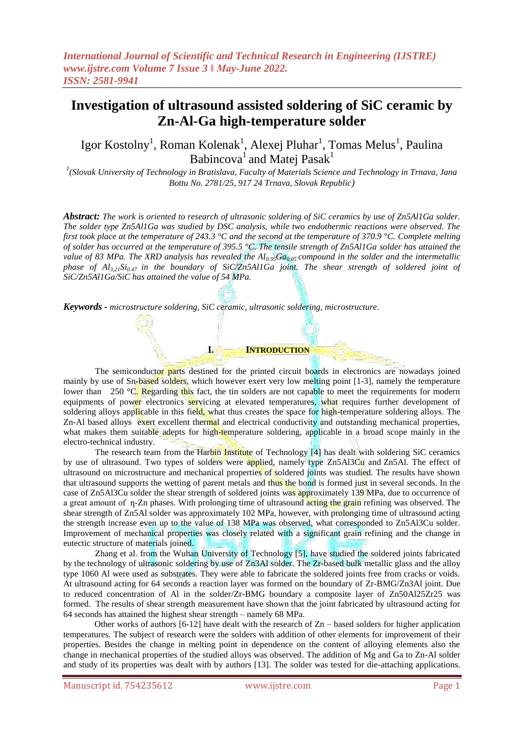# Investigation of ultrasound assisted soldering of SiC ceramic by Zn-Al-Ga high-temperature solder

Igor Kostolny[1], Roman Kolenak[1], Alexej Pluhar[1], Tomas Melus[1], Paulina Babincova[1] and Matej Pasak[1]

[1](Slovak University of Technology in Bratislava, Faculty of Materials Science and Technology in Trnava, Jana Bottu No. 2781/25, 917 24 Trnava, Slovak Republic)

***Abstract:*** *The work is oriented to research of ultrasonic soldering of SiC ceramics by use of Zn5Al1Ga solder. The solder type Zn5Al1Ga was studied by DSC analysis, while two endothermic reactions were observed. The first took place at the temperature of 243.3 °C and the second at the temperature of 370.9 °C. Complete melting of solder has occurred at the temperature of 395.5 °C. The tensile strength of Zn5Al1Ga solder has attained the value of 83 MPa. The XRD analysis has revealed the $Al_{0.95}Ga_{0.05}$ compound in the solder and the intermetallic phase of $Al_{3,21}Si_{0.47}$ in the boundary of SiC/Zn5Al1Ga joint. The shear strength of soldered joint of SiC/Zn5Al1Ga/SiC has attained the value of 54 MPa.*

***Keywords -*** *microstructure soldering, SiC ceramic, ultrasonic soldering, microstructure.*

## I. INTRODUCTION

The semiconductor parts destined for the printed circuit boards in electronics are nowadays joined mainly by use of Sn-based solders, which however exert very low melting point [1-3], namely the temperature lower than 250 °C. Regarding this fact, the tin solders are not capable to meet the requirements for modern equipments of power electronics servicing at elevated temperatures, what requires further development of soldering alloys applicable in this field, what thus creates the space for high-temperature soldering alloys. The Zn-Al based alloys exert excellent thermal and electrical conductivity and outstanding mechanical properties, what makes them suitable adepts for high-temperature soldering, applicable in a broad scope mainly in the electro-technical industry.

The research team from the Harbin Institute of Technology [4] has dealt with soldering SiC ceramics by use of ultrasound. Two types of solders were applied, namely type Zn5Al3Cu and Zn5Al. The effect of ultrasound on microstructure and mechanical properties of soldered joints was studied. The results have shown that ultrasound supports the wetting of parent metals and thus the bond is formed just in several seconds. In the case of Zn5Al3Cu solder the shear strength of soldered joints was approximately 139 MPa, due to occurrence of a great amount of η-Zn phases. With prolonging time of ultrasound acting the grain refining was observed. The shear strength of Zn5Al solder was approximately 102 MPa, however, with prolonging time of ultrasound acting the strength increase even up to the value of 138 MPa was observed, what corresponded to Zn5Al3Cu solder. Improvement of mechanical properties was closely related with a significant grain refining and the change in eutectic structure of materials joined.

Zhang et al. from the Wuhan University of Technology [5], have studied the soldered joints fabricated by the technology of ultrasonic soldering by use of Zn3Al solder. The Zr-based bulk metallic glass and the alloy type 1060 Al were used as substrates. They were able to fabricate the soldered joints free from cracks or voids. At ultrasound acting for 64 seconds a reaction layer was formed on the boundary of Zr-BMG/Zn3Al joint. Due to reduced concentration of Al in the solder/Zr-BMG boundary a composite layer of Zn50Al25Zr25 was formed. The results of shear strength measurement have shown that the joint fabricated by ultrasound acting for 64 seconds has attained the highest shear strength – namely 68 MPa.

Other works of authors [6-12] have dealt with the research of Zn – based solders for higher application temperatures. The subject of research were the solders with addition of other elements for improvement of their properties. Besides the change in melting point in dependence on the content of alloying elements also the change in mechanical properties of the studied alloys was observed. The addition of Mg and Ga to Zn-Al solder and study of its properties was dealt with by authors [13]. The solder was tested for die-attaching applications.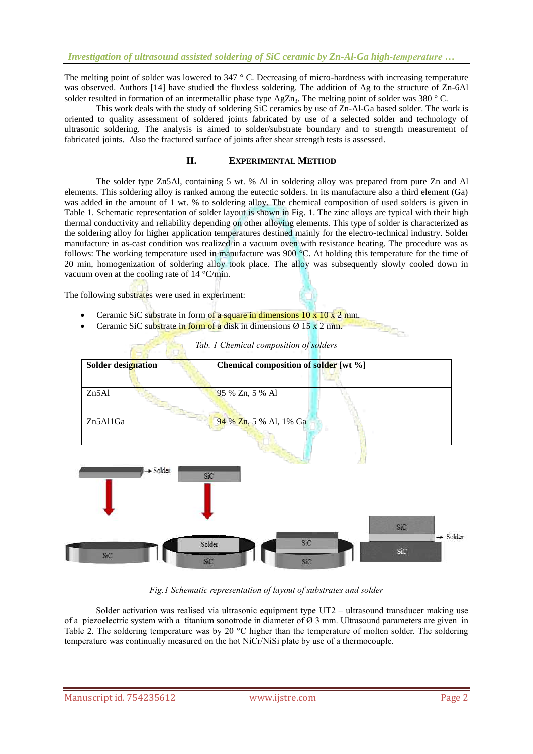The melting point of solder was lowered to 347 ° C. Decreasing of micro-hardness with increasing temperature was observed. Authors [14] have studied the fluxless soldering. The addition of Ag to the structure of Zn-6Al solder resulted in formation of an intermetallic phase type $AgZn_3$. The melting point of solder was 380 ° C.

This work deals with the study of soldering SiC ceramics by use of Zn-Al-Ga based solder. The work is oriented to quality assessment of soldered joints fabricated by use of a selected solder and technology of ultrasonic soldering. The analysis is aimed to solder/substrate boundary and to strength measurement of fabricated joints. Also the fractured surface of joints after shear strength tests is assessed.

## II. EXPERIMENTAL METHOD

The solder type Zn5Al, containing 5 wt. % Al in soldering alloy was prepared from pure Zn and Al elements. This soldering alloy is ranked among the eutectic solders. In its manufacture also a third element (Ga) was added in the amount of 1 wt. % to soldering alloy. The chemical composition of used solders is given in Table 1. Schematic representation of solder layout is shown in Fig. 1. The zinc alloys are typical with their high thermal conductivity and reliability depending on other alloying elements. This type of solder is characterized as the soldering alloy for higher application temperatures destined mainly for the electro-technical industry. Solder manufacture in as-cast condition was realized in a vacuum oven with resistance heating. The procedure was as follows: The working temperature used in manufacture was 900 °C. At holding this temperature for the time of 20 min, homogenization of soldering alloy took place. The alloy was subsequently slowly cooled down in vacuum oven at the cooling rate of 14 °C/min.

The following substrates were used in experiment:

- Ceramic SiC substrate in form of a square in dimensions 10 x 10 x 2 mm.
- Ceramic SiC substrate in form of a disk in dimensions Ø 15 x 2 mm.

*Tab. 1 Chemical composition of solders*

| Solder designation | Chemical composition of solder [wt %] |
|---|---|
| Zn5Al | 95 % Zn, 5 % Al |
| Zn5Al1Ga | 94 % Zn, 5 % Al, 1% Ga |

*Fig.1 Schematic representation of layout of substrates and solder*

Solder activation was realised via ultrasonic equipment type UT2 – ultrasound transducer making use of a piezoelectric system with a titanium sonotrode in diameter of Ø 3 mm. Ultrasound parameters are given in Table 2. The soldering temperature was by 20 °C higher than the temperature of molten solder. The soldering temperature was continually measured on the hot NiCr/NiSi plate by use of a thermocouple.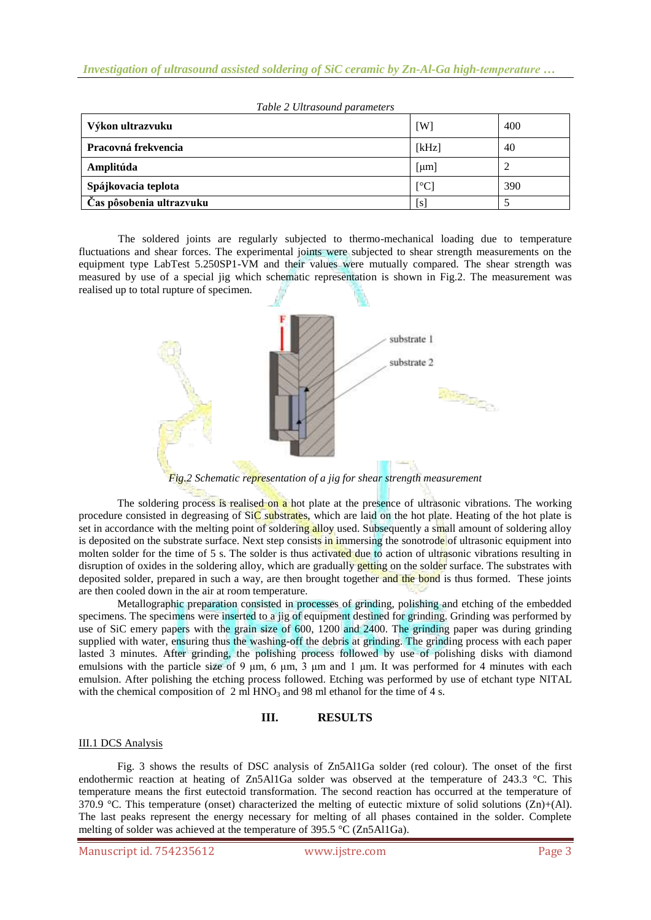*Table 2 Ultrasound parameters*

| Výkon ultrazvuku | [W] | 400 |
|---|---|---|
| **Pracovná frekvencia** | [kHz] | 40 |
| **Amplitúda** | [μm] | 2 |
| **Spájkovacia teplota** | [°C] | 390 |
| **Čas pôsobenia ultrazvuku** | [s] | 5 |

The soldered joints are regularly subjected to thermo-mechanical loading due to temperature fluctuations and shear forces. The experimental joints were subjected to shear strength measurements on the equipment type LabTest 5.250SP1-VM and their values were mutually compared. The shear strength was measured by use of a special jig which schematic representation is shown in Fig.2. The measurement was realised up to total rupture of specimen.

*Fig.2 Schematic representation of a jig for shear strength measurement*

The soldering process is realised on a hot plate at the presence of ultrasonic vibrations. The working procedure consisted in degreasing of SiC substrates, which are laid on the hot plate. Heating of the hot plate is set in accordance with the melting point of soldering alloy used. Subsequently a small amount of soldering alloy is deposited on the substrate surface. Next step consists in immersing the sonotrode of ultrasonic equipment into molten solder for the time of 5 s. The solder is thus activated due to action of ultrasonic vibrations resulting in disruption of oxides in the soldering alloy, which are gradually getting on the solder surface. The substrates with deposited solder, prepared in such a way, are then brought together and the bond is thus formed. These joints are then cooled down in the air at room temperature.

Metallographic preparation consisted in processes of grinding, polishing and etching of the embedded specimens. The specimens were inserted to a jig of equipment destined for grinding. Grinding was performed by use of SiC emery papers with the grain size of 600, 1200 and 2400. The grinding paper was during grinding supplied with water, ensuring thus the washing-off the debris at grinding. The grinding process with each paper lasted 3 minutes. After grinding, the polishing process followed by use of polishing disks with diamond emulsions with the particle size of 9 μm, 6 μm, 3 μm and 1 μm. It was performed for 4 minutes with each emulsion. After polishing the etching process followed. Etching was performed by use of etchant type NITAL with the chemical composition of 2 ml $HNO_3$ and 98 ml ethanol for the time of 4 s.

## III. RESULTS

### III.1 DCS Analysis

Fig. 3 shows the results of DSC analysis of Zn5Al1Ga solder (red colour). The onset of the first endothermic reaction at heating of Zn5Al1Ga solder was observed at the temperature of 243.3 °C. This temperature means the first eutectoid transformation. The second reaction has occurred at the temperature of 370.9 °C. This temperature (onset) characterized the melting of eutectic mixture of solid solutions (Zn)+(Al). The last peaks represent the energy necessary for melting of all phases contained in the solder. Complete melting of solder was achieved at the temperature of 395.5 °C (Zn5Al1Ga).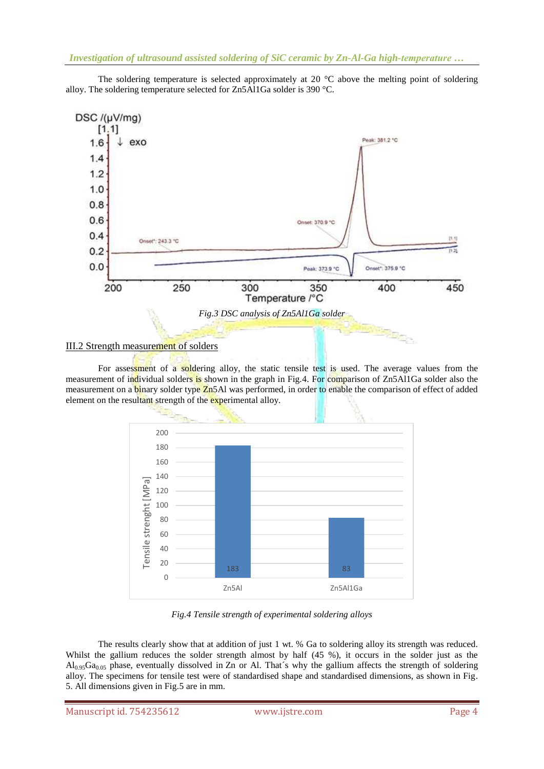The soldering temperature is selected approximately at 20 °C above the melting point of soldering alloy. The soldering temperature selected for Zn5Al1Ga solder is 390 °C.

*Fig.3 DSC analysis of Zn5Al1Ga solder*

## III.2 Strength measurement of solders

For assessment of a soldering alloy, the static tensile test is used. The average values from the measurement of individual solders is shown in the graph in Fig.4. For comparison of Zn5Al1Ga solder also the measurement on a binary solder type Zn5Al was performed, in order to enable the comparison of effect of added element on the resultant strength of the experimental alloy.

*Fig.4 Tensile strength of experimental soldering alloys*

The results clearly show that at addition of just 1 wt. % Ga to soldering alloy its strength was reduced. Whilst the gallium reduces the solder strength almost by half (45 %), it occurs in the solder just as the $Al_{0.95}Ga_{0.05}$ phase, eventually dissolved in Zn or Al. That´s why the gallium affects the strength of soldering alloy. The specimens for tensile test were of standardised shape and standardised dimensions, as shown in Fig. 5. All dimensions given in Fig.5 are in mm.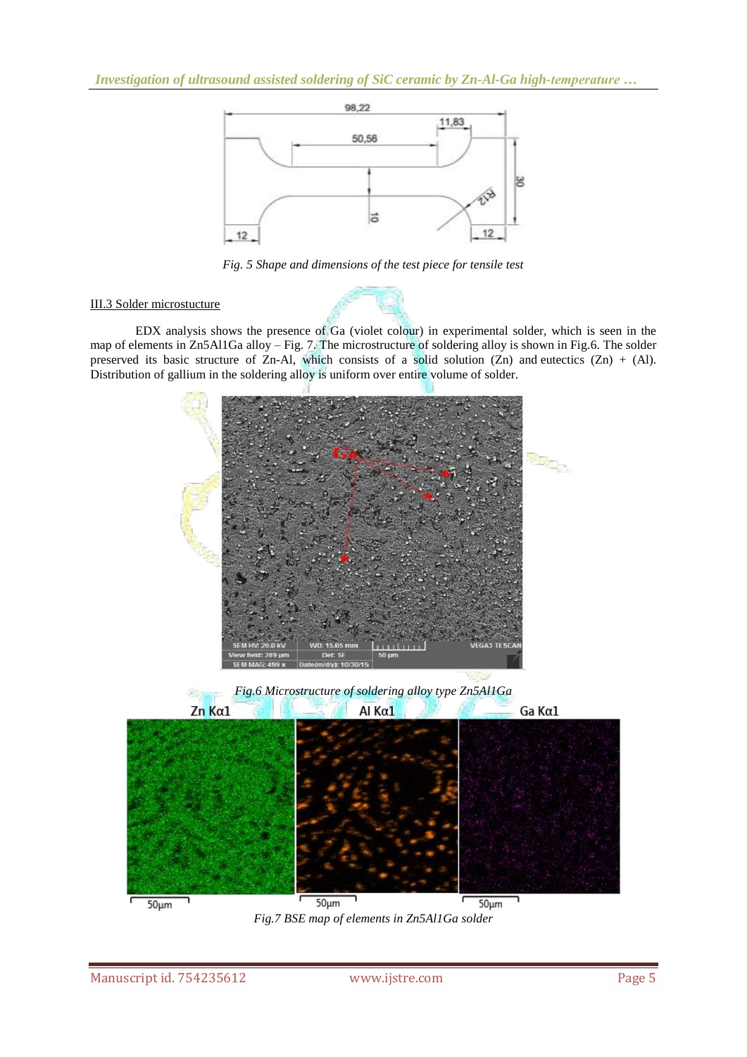Fig. 5 Shape and dimensions of the test piece for tensile test

III.3 Solder microstucture

EDX analysis shows the presence of Ga (violet colour) in experimental solder, which is seen in the map of elements in Zn5Al1Ga alloy – Fig. 7. The microstructure of soldering alloy is shown in Fig.6. The solder preserved its basic structure of Zn-Al, which consists of a solid solution (Zn) and eutectics (Zn) + (Al). Distribution of gallium in the soldering alloy is uniform over entire volume of solder.

Fig.6 Microstructure of soldering alloy type Zn5Al1Ga

Fig.7 BSE map of elements in Zn5Al1Ga solder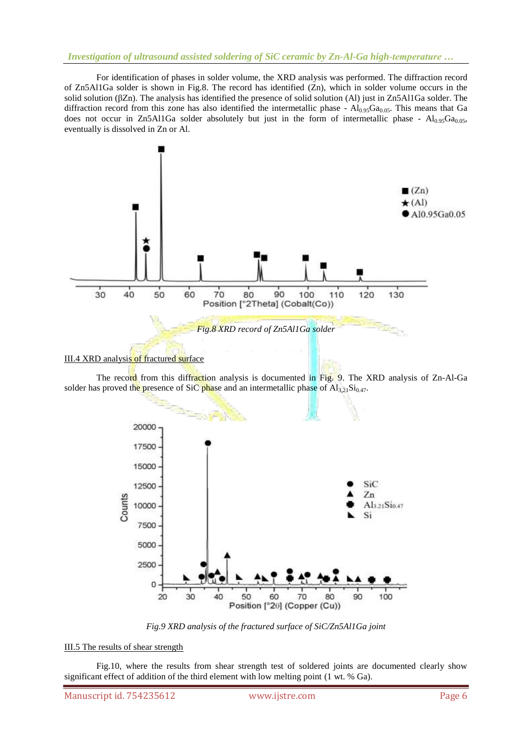For identification of phases in solder volume, the XRD analysis was performed. The diffraction record of Zn5Al1Ga solder is shown in Fig.8. The record has identified (Zn), which in solder volume occurs in the solid solution (βZn). The analysis has identified the presence of solid solution (Al) just in Zn5Al1Ga solder. The diffraction record from this zone has also identified the intermetallic phase - $Al_{0.95}Ga_{0.05}$. This means that Ga does not occur in Zn5Al1Ga solder absolutely but just in the form of intermetallic phase - $Al_{0.95}Ga_{0.05}$, eventually is dissolved in Zn or Al.

*Fig.8 XRD record of Zn5Al1Ga solder*

III.4 XRD analysis of fractured surface

The record from this diffraction analysis is documented in Fig. 9. The XRD analysis of Zn-Al-Ga solder has proved the presence of SiC phase and an intermetallic phase of $Al_{3.21}Si_{0.47}$.

*Fig.9 XRD analysis of the fractured surface of SiC/Zn5Al1Ga joint*

III.5 The results of shear strength

Fig.10, where the results from shear strength test of soldered joints are documented clearly show significant effect of addition of the third element with low melting point (1 wt. % Ga).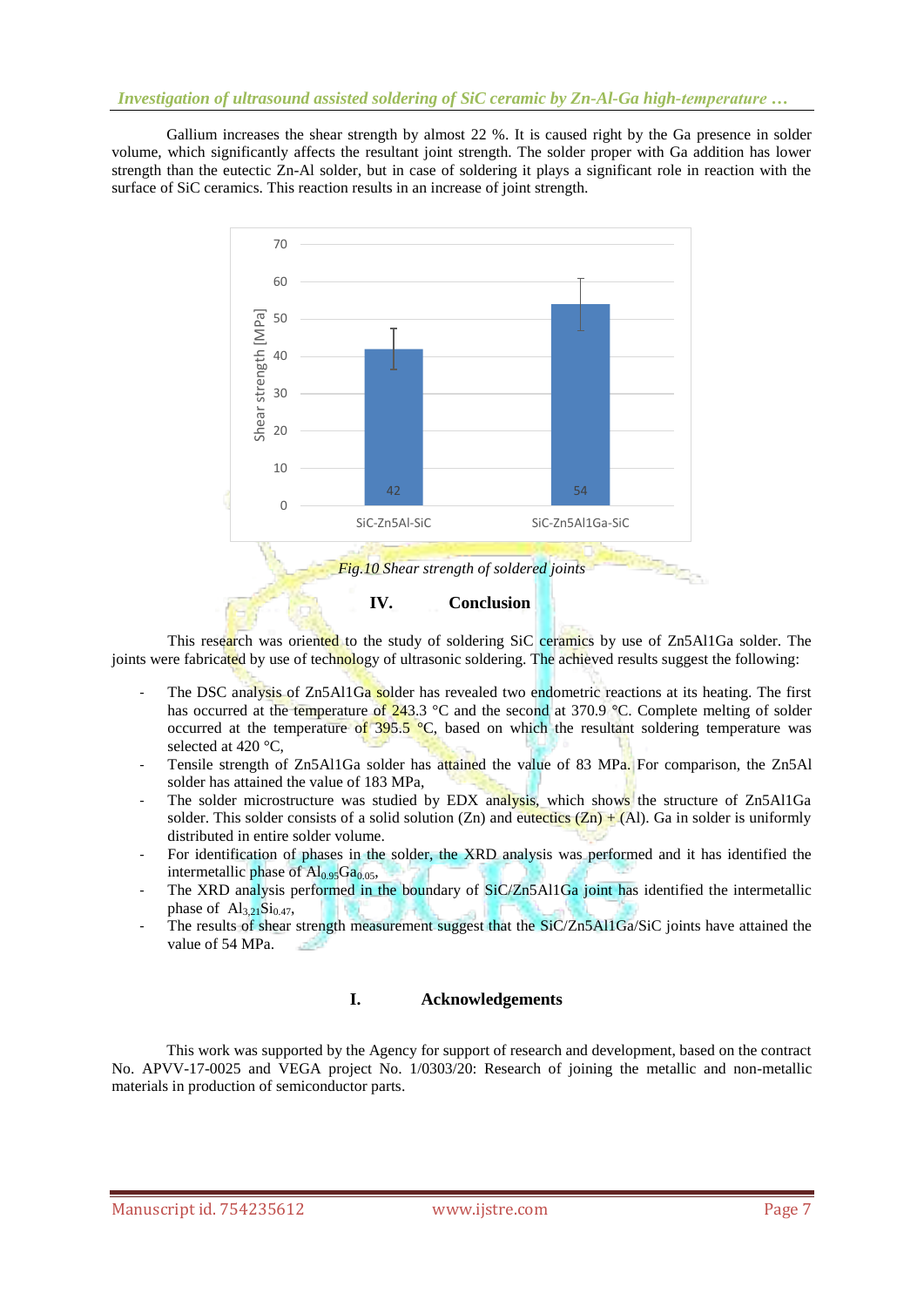Gallium increases the shear strength by almost 22 %. It is caused right by the Ga presence in solder volume, which significantly affects the resultant joint strength. The solder proper with Ga addition has lower strength than the eutectic Zn-Al solder, but in case of soldering it plays a significant role in reaction with the surface of SiC ceramics. This reaction results in an increase of joint strength.

*Fig.10 Shear strength of soldered joints*

## IV. Conclusion

This research was oriented to the study of soldering SiC ceramics by use of Zn5Al1Ga solder. The joints were fabricated by use of technology of ultrasonic soldering. The achieved results suggest the following:

- The DSC analysis of Zn5Al1Ga solder has revealed two endometric reactions at its heating. The first has occurred at the temperature of 243.3 °C and the second at 370.9 °C. Complete melting of solder occurred at the temperature of 395.5 °C, based on which the resultant soldering temperature was selected at 420 °C,
- Tensile strength of Zn5Al1Ga solder has attained the value of 83 MPa. For comparison, the Zn5Al solder has attained the value of 183 MPa,
- The solder microstructure was studied by EDX analysis, which shows the structure of Zn5Al1Ga solder. This solder consists of a solid solution (Zn) and eutectics (Zn) + (Al). Ga in solder is uniformly distributed in entire solder volume.
- For identification of phases in the solder, the XRD analysis was performed and it has identified the intermetallic phase of $Al_{0.95}Ga_{0.05}$,
- The XRD analysis performed in the boundary of SiC/Zn5Al1Ga joint has identified the intermetallic phase of $Al_{3.21}Si_{0.47}$,
- The results of shear strength measurement suggest that the SiC/Zn5Al1Ga/SiC joints have attained the value of 54 MPa.

## I. Acknowledgements

This work was supported by the Agency for support of research and development, based on the contract No. APVV-17-0025 and VEGA project No. 1/0303/20: Research of joining the metallic and non-metallic materials in production of semiconductor parts.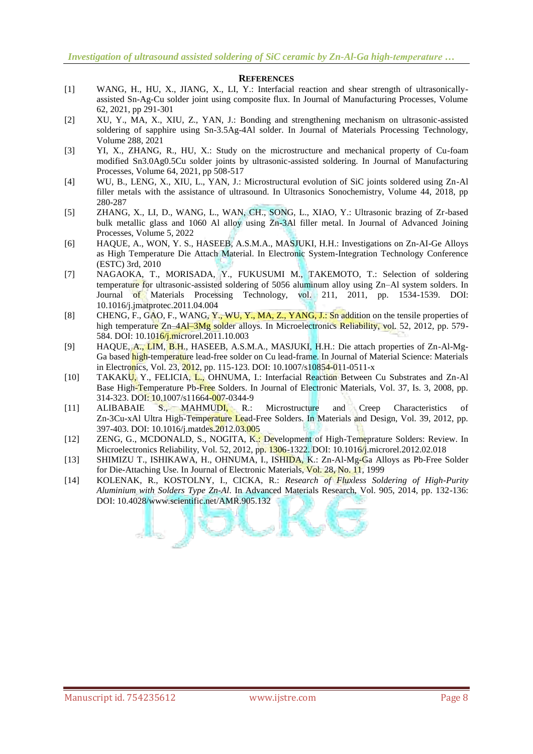## REFERENCES

[1] WANG, H., HU, X., JIANG, X., LI, Y.: Interfacial reaction and shear strength of ultrasonically-assisted Sn-Ag-Cu solder joint using composite flux. In Journal of Manufacturing Processes, Volume 62, 2021, pp 291-301

[2] XU, Y., MA, X., XIU, Z., YAN, J.: Bonding and strengthening mechanism on ultrasonic-assisted soldering of sapphire using Sn-3.5Ag-4Al solder. In Journal of Materials Processing Technology, Volume 288, 2021

[3] YI, X., ZHANG, R., HU, X.: Study on the microstructure and mechanical property of Cu-foam modified Sn3.0Ag0.5Cu solder joints by ultrasonic-assisted soldering. In Journal of Manufacturing Processes, Volume 64, 2021, pp 508-517

[4] WU, B., LENG, X., XIU, L., YAN, J.: Microstructural evolution of SiC joints soldered using Zn-Al filler metals with the assistance of ultrasound. In Ultrasonics Sonochemistry, Volume 44, 2018, pp 280-287

[5] ZHANG, X., LI, D., WANG, L., WAN, CH., SONG, L., XIAO, Y.: Ultrasonic brazing of Zr-based bulk metallic glass and 1060 Al alloy using Zn-3Al filler metal. In Journal of Advanced Joining Processes, Volume 5, 2022

[6] HAQUE, A., WON, Y. S., HASEEB, A.S.M.A., MASJUKI, H.H.: Investigations on Zn-AI-Ge Alloys as High Temperature Die Attach Material. In Electronic System-Integration Technology Conference (ESTC) 3rd, 2010

[7] NAGAOKA, T., MORISADA, Y., FUKUSUMI M., TAKEMOTO, T.: Selection of soldering temperature for ultrasonic-assisted soldering of 5056 aluminum alloy using Zn–Al system solders. In Journal of Materials Processing Technology, vol. 211, 2011, pp. 1534-1539. DOI: 10.1016/j.jmatprotec.2011.04.004

[8] CHENG, F., GAO, F., WANG, Y., WU, Y., MA, Z., YANG, J.: Sn addition on the tensile properties of high temperature Zn–4Al–3Mg solder alloys. In Microelectronics Reliability, vol. 52, 2012, pp. 579-584. DOI: 10.1016/j.microrel.2011.10.003

[9] HAQUE, A., LIM, B.H., HASEEB, A.S.M.A., MASJUKI, H.H.: Die attach properties of Zn-Al-Mg-Ga based high-temperature lead-free solder on Cu lead-frame. In Journal of Material Science: Materials in Electronics, Vol. 23, 2012, pp. 115-123. DOI: 10.1007/s10854-011-0511-x

[10] TAKAKU, Y., FELICIA, L., OHNUMA, I.: Interfacial Reaction Between Cu Substrates and Zn-Al Base High-Temperature Pb-Free Solders. In Journal of Electronic Materials, Vol. 37, Is. 3, 2008, pp. 314-323. DOI: 10.1007/s11664-007-0344-9

[11] ALIBABAIE S., MAHMUDI, R.: Microstructure and Creep Characteristics of Zn-3Cu-xAl Ultra High-Temperature Lead-Free Solders. In Materials and Design, Vol. 39, 2012, pp. 397-403. DOI: 10.1016/j.matdes.2012.03.005

[12] ZENG, G., MCDONALD, S., NOGITA, K.: Development of High-Temeprature Solders: Review. In Microelectronics Reliability, Vol. 52, 2012, pp. 1306-1322. DOI: 10.1016/j.microrel.2012.02.018

[13] SHIMIZU T., ISHIKAWA, H., OHNUMA, I., ISHIDA, K.: Zn-Al-Mg-Ga Alloys as Pb-Free Solder for Die-Attaching Use. In Journal of Electronic Materials, Vol. 28, No. 11, 1999

[14] KOLENAK, R., KOSTOLNY, I., CICKA, R.: *Research of Fluxless Soldering of High-Purity Aluminium with Solders Type Zn-Al*. In Advanced Materials Research, Vol. 905, 2014, pp. 132-136: DOI: 10.4028/www.scientific.net/AMR.905.132